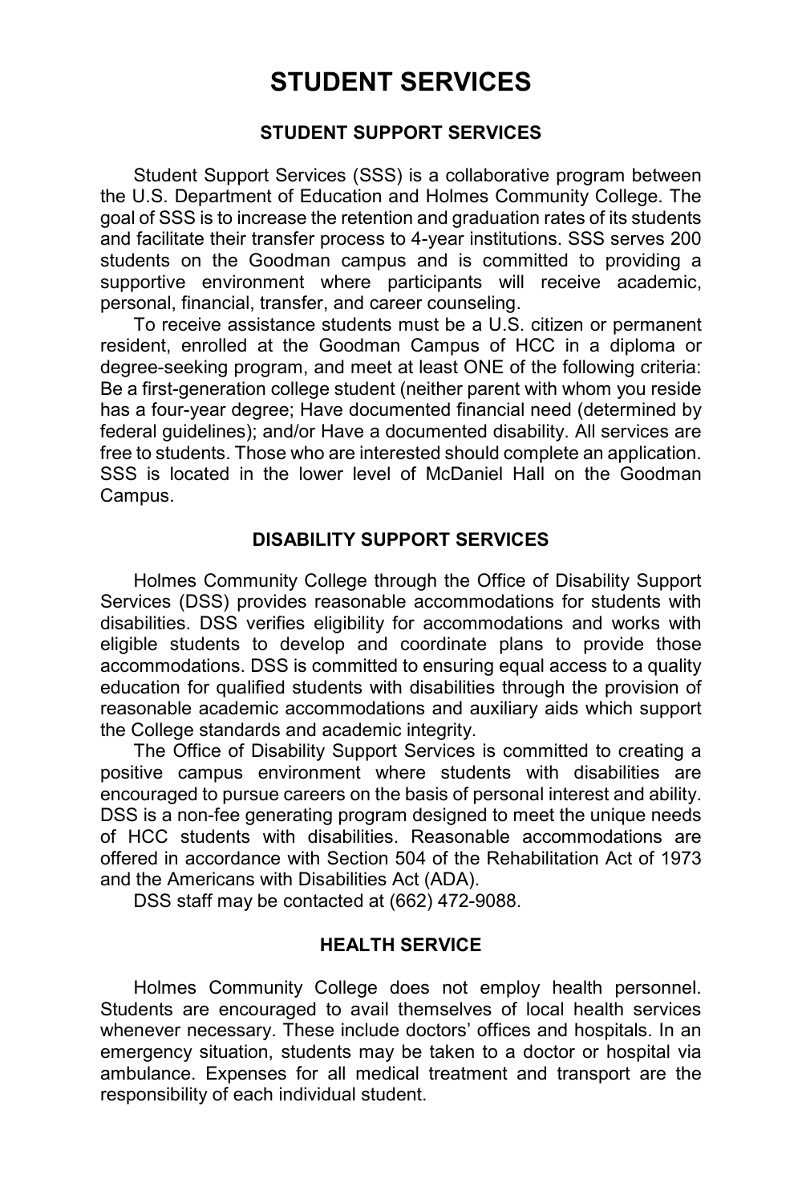# STUDENT SERVICES

## STUDENT SUPPORT SERVICES

Student Support Services (SSS) is a collaborative program between the U.S. Department of Education and Holmes Community College. The goal of SSS is to increase the retention and graduation rates of its students and facilitate their transfer process to 4-year institutions. SSS serves 200 students on the Goodman campus and is committed to providing a supportive environment where participants will receive academic, personal, financial, transfer, and career counseling.

To receive assistance students must be a U.S. citizen or permanent resident, enrolled at the Goodman Campus of HCC in a diploma or degree-seeking program, and meet at least ONE of the following criteria: Be a first-generation college student (neither parent with whom you reside has a four-year degree; Have documented financial need (determined by federal guidelines); and/or Have a documented disability. All services are free to students. Those who are interested should complete an application. SSS is located in the lower level of McDaniel Hall on the Goodman Campus.

## DISABILITY SUPPORT SERVICES

Holmes Community College through the Office of Disability Support Services (DSS) provides reasonable accommodations for students with disabilities. DSS verifies eligibility for accommodations and works with eligible students to develop and coordinate plans to provide those accommodations. DSS is committed to ensuring equal access to a quality education for qualified students with disabilities through the provision of reasonable academic accommodations and auxiliary aids which support the College standards and academic integrity.

The Office of Disability Support Services is committed to creating a positive campus environment where students with disabilities are encouraged to pursue careers on the basis of personal interest and ability. DSS is a non-fee generating program designed to meet the unique needs of HCC students with disabilities. Reasonable accommodations are offered in accordance with Section 504 of the Rehabilitation Act of 1973 and the Americans with Disabilities Act (ADA).

DSS staff may be contacted at (662) 472-9088.

## HEALTH SERVICE

Holmes Community College does not employ health personnel. Students are encouraged to avail themselves of local health services whenever necessary. These include doctors' offices and hospitals. In an emergency situation, students may be taken to a doctor or hospital via ambulance. Expenses for all medical treatment and transport are the responsibility of each individual student.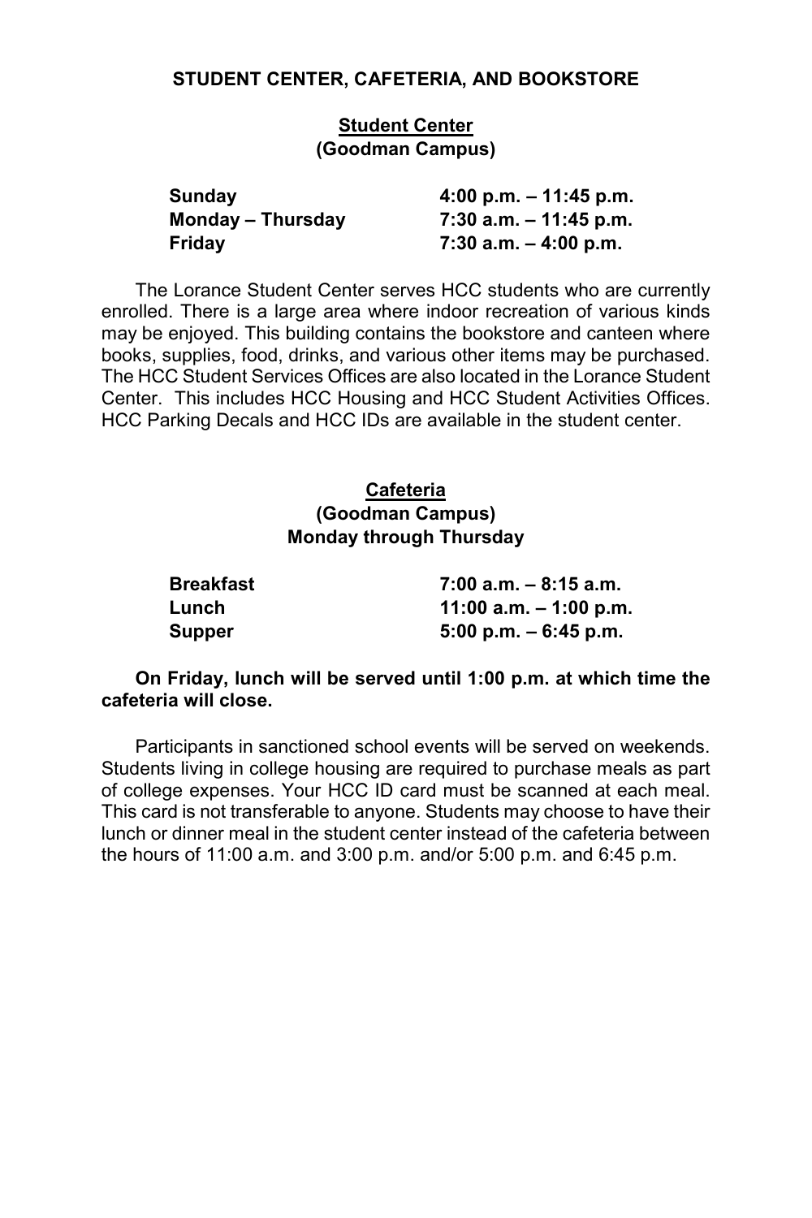## STUDENT CENTER, CAFETERIA, AND BOOKSTORE

### Student Center
### (Goodman Campus)

| | |
|---|---|
| **Sunday** | **4:00 p.m. – 11:45 p.m.** |
| **Monday – Thursday** | **7:30 a.m. – 11:45 p.m.** |
| **Friday** | **7:30 a.m. – 4:00 p.m.** |

The Lorance Student Center serves HCC students who are currently enrolled. There is a large area where indoor recreation of various kinds may be enjoyed. This building contains the bookstore and canteen where books, supplies, food, drinks, and various other items may be purchased. The HCC Student Services Offices are also located in the Lorance Student Center. This includes HCC Housing and HCC Student Activities Offices. HCC Parking Decals and HCC IDs are available in the student center.

### Cafeteria
### (Goodman Campus)
### Monday through Thursday

| | |
|---|---|
| **Breakfast** | **7:00 a.m. – 8:15 a.m.** |
| **Lunch** | **11:00 a.m. – 1:00 p.m.** |
| **Supper** | **5:00 p.m. – 6:45 p.m.** |

**On Friday, lunch will be served until 1:00 p.m. at which time the cafeteria will close.**

Participants in sanctioned school events will be served on weekends. Students living in college housing are required to purchase meals as part of college expenses. Your HCC ID card must be scanned at each meal. This card is not transferable to anyone. Students may choose to have their lunch or dinner meal in the student center instead of the cafeteria between the hours of 11:00 a.m. and 3:00 p.m. and/or 5:00 p.m. and 6:45 p.m.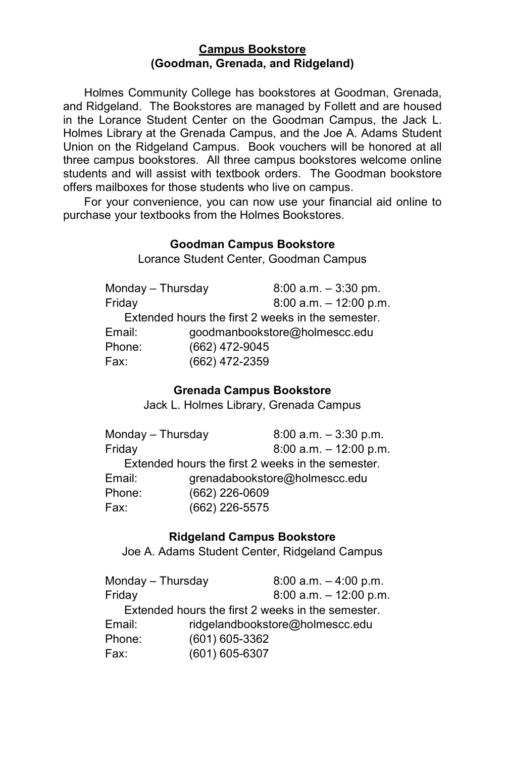## Campus Bookstore
## (Goodman, Grenada, and Ridgeland)

Holmes Community College has bookstores at Goodman, Grenada, and Ridgeland. The Bookstores are managed by Follett and are housed in the Lorance Student Center on the Goodman Campus, the Jack L. Holmes Library at the Grenada Campus, and the Joe A. Adams Student Union on the Ridgeland Campus. Book vouchers will be honored at all three campus bookstores. All three campus bookstores welcome online students and will assist with textbook orders. The Goodman bookstore offers mailboxes for those students who live on campus.

For your convenience, you can now use your financial aid online to purchase your textbooks from the Holmes Bookstores.

### Goodman Campus Bookstore

Lorance Student Center, Goodman Campus

Monday – Thursday 8:00 a.m. – 3:30 pm.
Friday 8:00 a.m. – 12:00 p.m.
Extended hours the first 2 weeks in the semester.
Email: goodmanbookstore@holmescc.edu
Phone: (662) 472-9045
Fax: (662) 472-2359

### Grenada Campus Bookstore

Jack L. Holmes Library, Grenada Campus

Monday – Thursday 8:00 a.m. – 3:30 p.m.
Friday 8:00 a.m. – 12:00 p.m.
Extended hours the first 2 weeks in the semester.
Email: grenadabookstore@holmescc.edu
Phone: (662) 226-0609
Fax: (662) 226-5575

### Ridgeland Campus Bookstore

Joe A. Adams Student Center, Ridgeland Campus

Monday – Thursday 8:00 a.m. – 4:00 p.m.
Friday 8:00 a.m. – 12:00 p.m.
Extended hours the first 2 weeks in the semester.
Email: ridgelandbookstore@holmescc.edu
Phone: (601) 605-3362
Fax: (601) 605-6307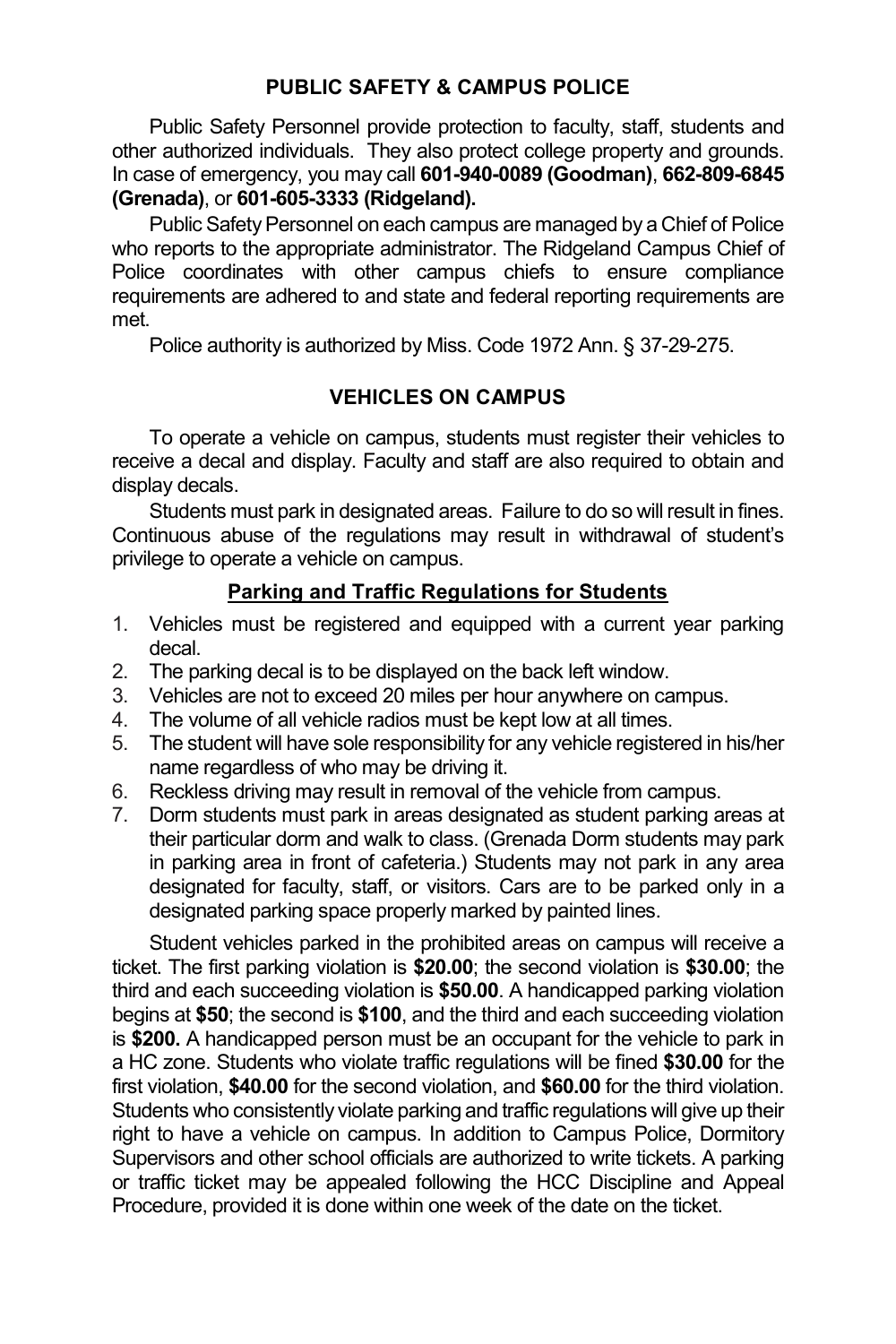## PUBLIC SAFETY & CAMPUS POLICE

Public Safety Personnel provide protection to faculty, staff, students and other authorized individuals. They also protect college property and grounds. In case of emergency, you may call **601-940-0089 (Goodman)**, **662-809-6845 (Grenada)**, or **601-605-3333 (Ridgeland).**

Public Safety Personnel on each campus are managed by a Chief of Police who reports to the appropriate administrator. The Ridgeland Campus Chief of Police coordinates with other campus chiefs to ensure compliance requirements are adhered to and state and federal reporting requirements are met.

Police authority is authorized by Miss. Code 1972 Ann. § 37-29-275.

## VEHICLES ON CAMPUS

To operate a vehicle on campus, students must register their vehicles to receive a decal and display. Faculty and staff are also required to obtain and display decals.

Students must park in designated areas. Failure to do so will result in fines. Continuous abuse of the regulations may result in withdrawal of student's privilege to operate a vehicle on campus.

### Parking and Traffic Regulations for Students

1. Vehicles must be registered and equipped with a current year parking decal.
2. The parking decal is to be displayed on the back left window.
3. Vehicles are not to exceed 20 miles per hour anywhere on campus.
4. The volume of all vehicle radios must be kept low at all times.
5. The student will have sole responsibility for any vehicle registered in his/her name regardless of who may be driving it.
6. Reckless driving may result in removal of the vehicle from campus.
7. Dorm students must park in areas designated as student parking areas at their particular dorm and walk to class. (Grenada Dorm students may park in parking area in front of cafeteria.) Students may not park in any area designated for faculty, staff, or visitors. Cars are to be parked only in a designated parking space properly marked by painted lines.

Student vehicles parked in the prohibited areas on campus will receive a ticket. The first parking violation is **$20.00**; the second violation is **$30.00**; the third and each succeeding violation is **$50.00**. A handicapped parking violation begins at **$50**; the second is **$100**, and the third and each succeeding violation is **$200.** A handicapped person must be an occupant for the vehicle to park in a HC zone. Students who violate traffic regulations will be fined **$30.00** for the first violation, **$40.00** for the second violation, and **$60.00** for the third violation. Students who consistently violate parking and traffic regulations will give up their right to have a vehicle on campus. In addition to Campus Police, Dormitory Supervisors and other school officials are authorized to write tickets. A parking or traffic ticket may be appealed following the HCC Discipline and Appeal Procedure, provided it is done within one week of the date on the ticket.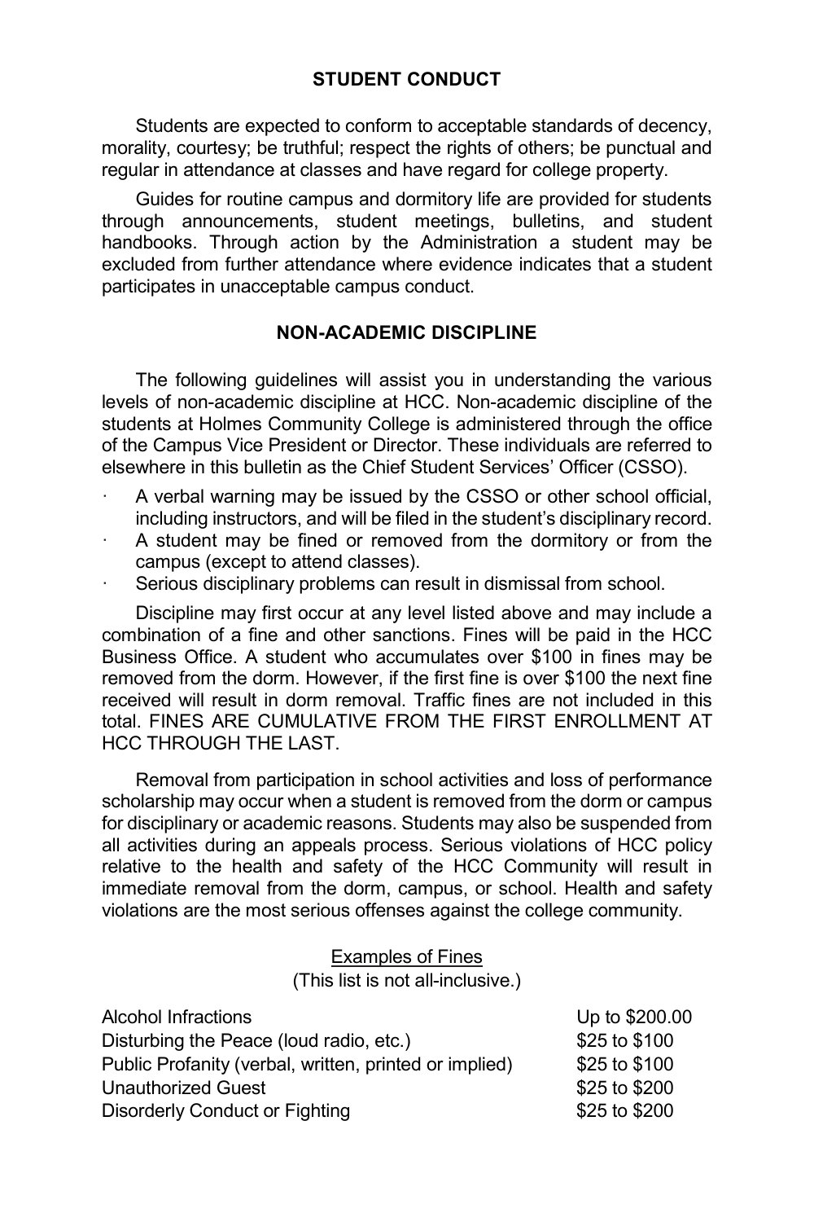## STUDENT CONDUCT

Students are expected to conform to acceptable standards of decency, morality, courtesy; be truthful; respect the rights of others; be punctual and regular in attendance at classes and have regard for college property.

Guides for routine campus and dormitory life are provided for students through announcements, student meetings, bulletins, and student handbooks. Through action by the Administration a student may be excluded from further attendance where evidence indicates that a student participates in unacceptable campus conduct.

## NON-ACADEMIC DISCIPLINE

The following guidelines will assist you in understanding the various levels of non-academic discipline at HCC. Non-academic discipline of the students at Holmes Community College is administered through the office of the Campus Vice President or Director. These individuals are referred to elsewhere in this bulletin as the Chief Student Services' Officer (CSSO).

- A verbal warning may be issued by the CSSO or other school official, including instructors, and will be filed in the student's disciplinary record.
- A student may be fined or removed from the dormitory or from the campus (except to attend classes).
- Serious disciplinary problems can result in dismissal from school.

Discipline may first occur at any level listed above and may include a combination of a fine and other sanctions. Fines will be paid in the HCC Business Office. A student who accumulates over $100 in fines may be removed from the dorm. However, if the first fine is over $100 the next fine received will result in dorm removal. Traffic fines are not included in this total. FINES ARE CUMULATIVE FROM THE FIRST ENROLLMENT AT HCC THROUGH THE LAST.

Removal from participation in school activities and loss of performance scholarship may occur when a student is removed from the dorm or campus for disciplinary or academic reasons. Students may also be suspended from all activities during an appeals process. Serious violations of HCC policy relative to the health and safety of the HCC Community will result in immediate removal from the dorm, campus, or school. Health and safety violations are the most serious offenses against the college community.

Examples of Fines
(This list is not all-inclusive.)

| | |
|---|---|
| Alcohol Infractions | Up to $200.00 |
| Disturbing the Peace (loud radio, etc.) | $25 to $100 |
| Public Profanity (verbal, written, printed or implied) | $25 to $100 |
| Unauthorized Guest | $25 to $200 |
| Disorderly Conduct or Fighting | $25 to $200 |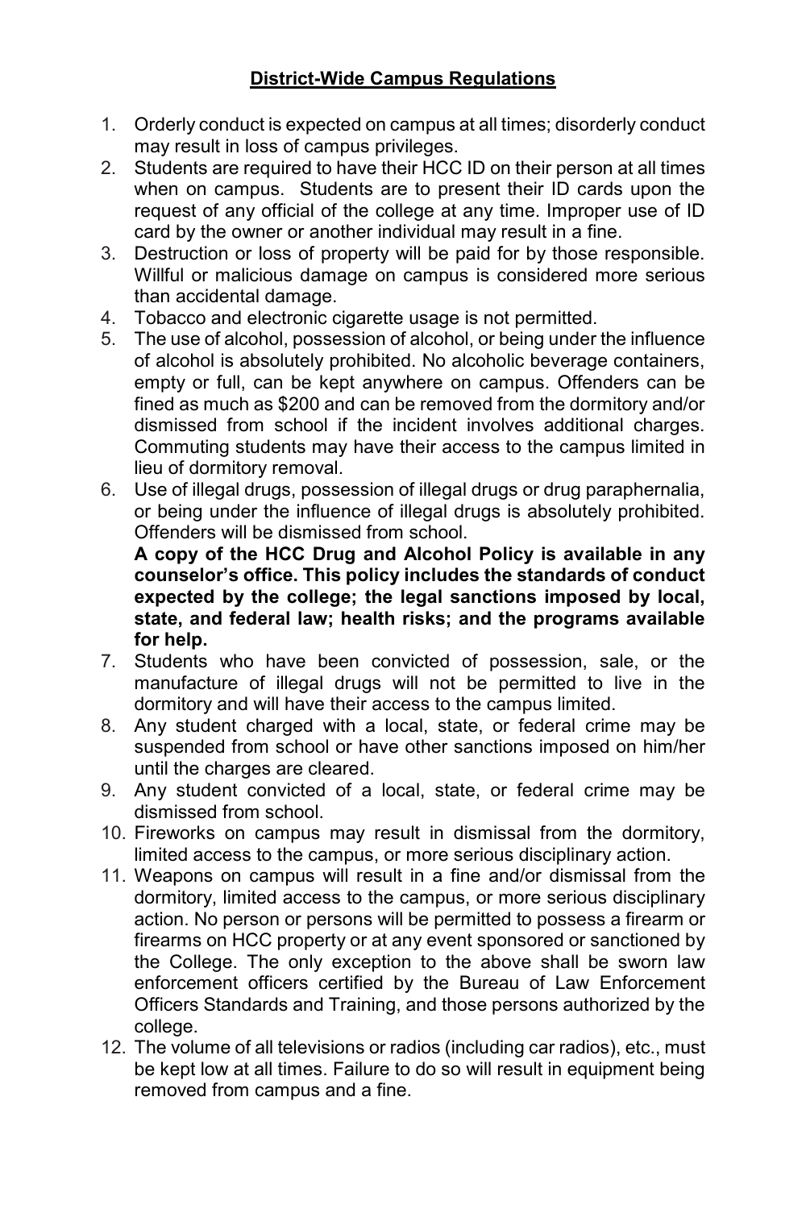## District-Wide Campus Regulations

1. Orderly conduct is expected on campus at all times; disorderly conduct may result in loss of campus privileges.
2. Students are required to have their HCC ID on their person at all times when on campus. Students are to present their ID cards upon the request of any official of the college at any time. Improper use of ID card by the owner or another individual may result in a fine.
3. Destruction or loss of property will be paid for by those responsible. Willful or malicious damage on campus is considered more serious than accidental damage.
4. Tobacco and electronic cigarette usage is not permitted.
5. The use of alcohol, possession of alcohol, or being under the influence of alcohol is absolutely prohibited. No alcoholic beverage containers, empty or full, can be kept anywhere on campus. Offenders can be fined as much as $200 and can be removed from the dormitory and/or dismissed from school if the incident involves additional charges. Commuting students may have their access to the campus limited in lieu of dormitory removal.
6. Use of illegal drugs, possession of illegal drugs or drug paraphernalia, or being under the influence of illegal drugs is absolutely prohibited. Offenders will be dismissed from school.
   **A copy of the HCC Drug and Alcohol Policy is available in any counselor's office. This policy includes the standards of conduct expected by the college; the legal sanctions imposed by local, state, and federal law; health risks; and the programs available for help.**
7. Students who have been convicted of possession, sale, or the manufacture of illegal drugs will not be permitted to live in the dormitory and will have their access to the campus limited.
8. Any student charged with a local, state, or federal crime may be suspended from school or have other sanctions imposed on him/her until the charges are cleared.
9. Any student convicted of a local, state, or federal crime may be dismissed from school.
10. Fireworks on campus may result in dismissal from the dormitory, limited access to the campus, or more serious disciplinary action.
11. Weapons on campus will result in a fine and/or dismissal from the dormitory, limited access to the campus, or more serious disciplinary action. No person or persons will be permitted to possess a firearm or firearms on HCC property or at any event sponsored or sanctioned by the College. The only exception to the above shall be sworn law enforcement officers certified by the Bureau of Law Enforcement Officers Standards and Training, and those persons authorized by the college.
12. The volume of all televisions or radios (including car radios), etc., must be kept low at all times. Failure to do so will result in equipment being removed from campus and a fine.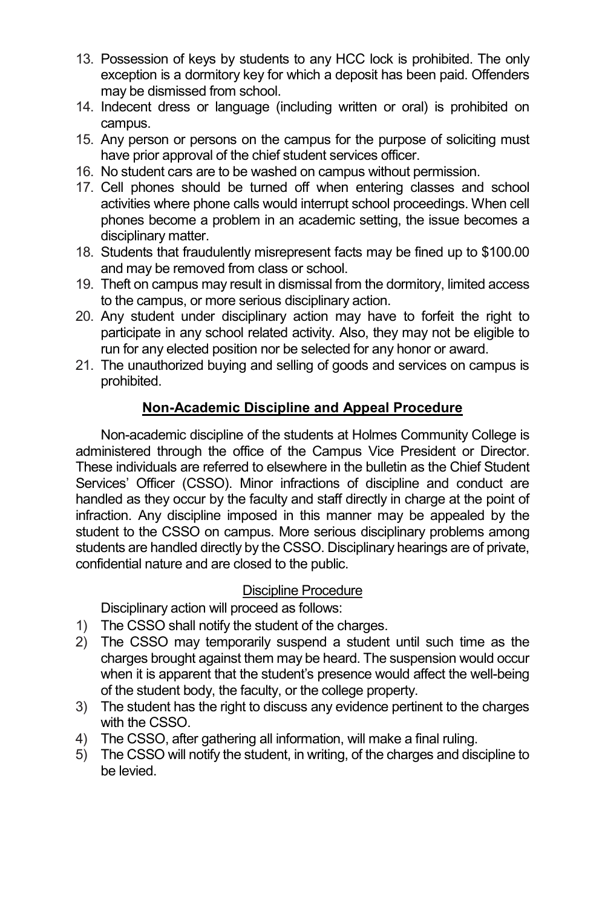13. Possession of keys by students to any HCC lock is prohibited. The only exception is a dormitory key for which a deposit has been paid. Offenders may be dismissed from school.
14. Indecent dress or language (including written or oral) is prohibited on campus.
15. Any person or persons on the campus for the purpose of soliciting must have prior approval of the chief student services officer.
16. No student cars are to be washed on campus without permission.
17. Cell phones should be turned off when entering classes and school activities where phone calls would interrupt school proceedings. When cell phones become a problem in an academic setting, the issue becomes a disciplinary matter.
18. Students that fraudulently misrepresent facts may be fined up to $100.00 and may be removed from class or school.
19. Theft on campus may result in dismissal from the dormitory, limited access to the campus, or more serious disciplinary action.
20. Any student under disciplinary action may have to forfeit the right to participate in any school related activity. Also, they may not be eligible to run for any elected position nor be selected for any honor or award.
21. The unauthorized buying and selling of goods and services on campus is prohibited.

## Non-Academic Discipline and Appeal Procedure

Non-academic discipline of the students at Holmes Community College is administered through the office of the Campus Vice President or Director. These individuals are referred to elsewhere in the bulletin as the Chief Student Services' Officer (CSSO). Minor infractions of discipline and conduct are handled as they occur by the faculty and staff directly in charge at the point of infraction. Any discipline imposed in this manner may be appealed by the student to the CSSO on campus. More serious disciplinary problems among students are handled directly by the CSSO. Disciplinary hearings are of private, confidential nature and are closed to the public.

### Discipline Procedure

Disciplinary action will proceed as follows:

1) The CSSO shall notify the student of the charges.
2) The CSSO may temporarily suspend a student until such time as the charges brought against them may be heard. The suspension would occur when it is apparent that the student's presence would affect the well-being of the student body, the faculty, or the college property.
3) The student has the right to discuss any evidence pertinent to the charges with the CSSO.
4) The CSSO, after gathering all information, will make a final ruling.
5) The CSSO will notify the student, in writing, of the charges and discipline to be levied.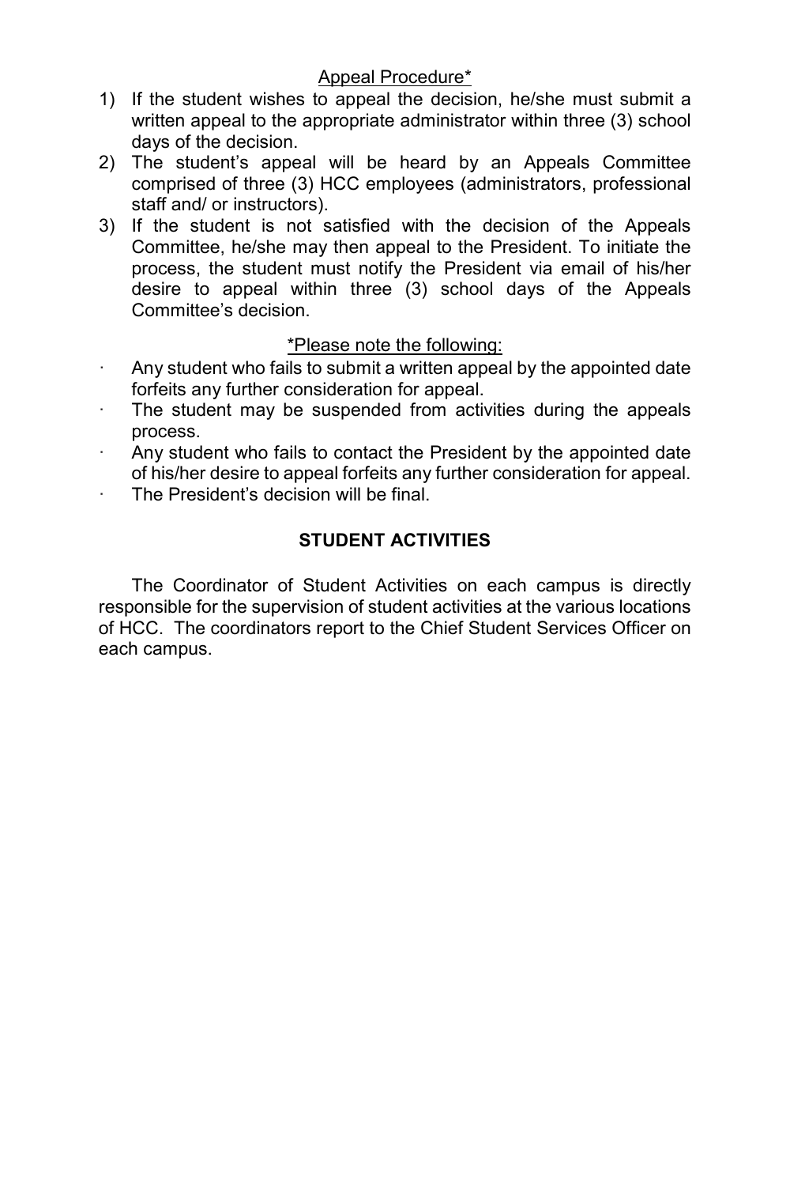<u>Appeal Procedure*</u>

1) If the student wishes to appeal the decision, he/she must submit a written appeal to the appropriate administrator within three (3) school days of the decision.
2) The student's appeal will be heard by an Appeals Committee comprised of three (3) HCC employees (administrators, professional staff and/ or instructors).
3) If the student is not satisfied with the decision of the Appeals Committee, he/she may then appeal to the President. To initiate the process, the student must notify the President via email of his/her desire to appeal within three (3) school days of the Appeals Committee's decision.

<u>*Please note the following:</u>

- Any student who fails to submit a written appeal by the appointed date forfeits any further consideration for appeal.
- The student may be suspended from activities during the appeals process.
- Any student who fails to contact the President by the appointed date of his/her desire to appeal forfeits any further consideration for appeal.
- The President's decision will be final.

## STUDENT ACTIVITIES

The Coordinator of Student Activities on each campus is directly responsible for the supervision of student activities at the various locations of HCC. The coordinators report to the Chief Student Services Officer on each campus.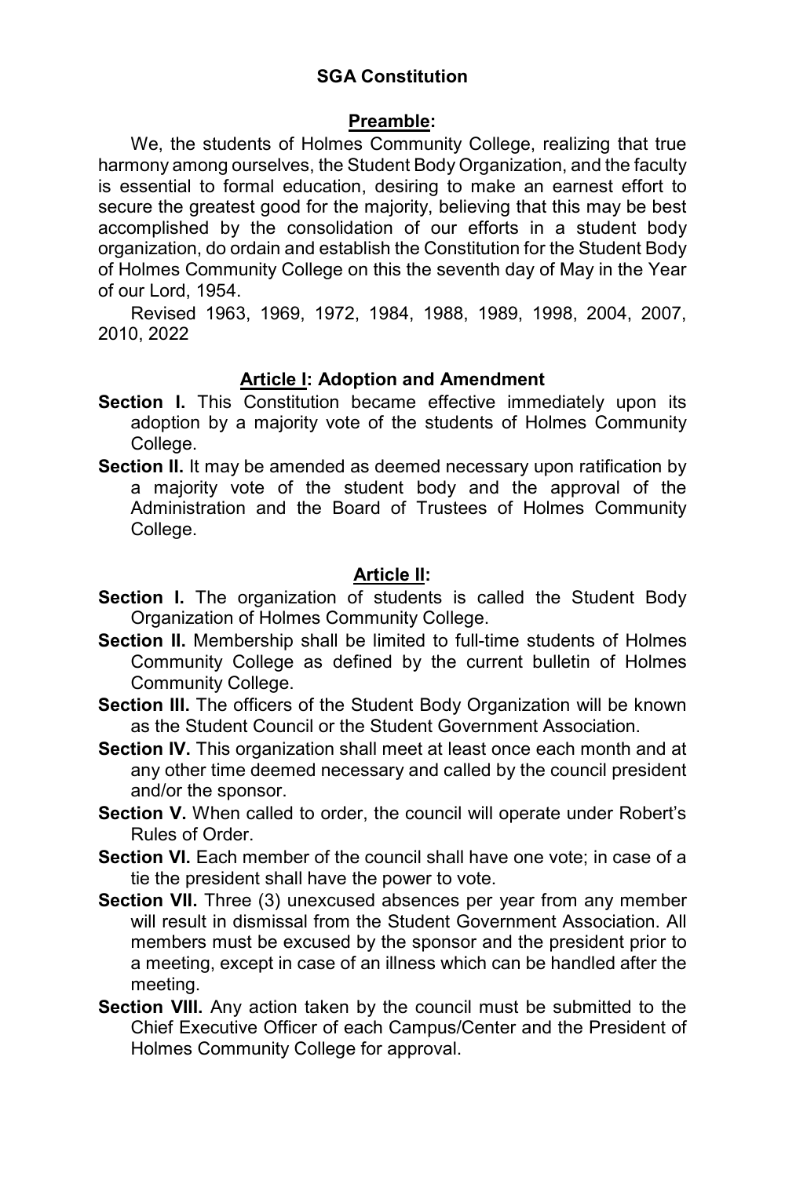# SGA Constitution

## Preamble:

We, the students of Holmes Community College, realizing that true harmony among ourselves, the Student Body Organization, and the faculty is essential to formal education, desiring to make an earnest effort to secure the greatest good for the majority, believing that this may be best accomplished by the consolidation of our efforts in a student body organization, do ordain and establish the Constitution for the Student Body of Holmes Community College on this the seventh day of May in the Year of our Lord, 1954.

Revised 1963, 1969, 1972, 1984, 1988, 1989, 1998, 2004, 2007, 2010, 2022

## Article I: Adoption and Amendment

**Section I.** This Constitution became effective immediately upon its adoption by a majority vote of the students of Holmes Community College.

**Section II.** It may be amended as deemed necessary upon ratification by a majority vote of the student body and the approval of the Administration and the Board of Trustees of Holmes Community College.

## Article II:

**Section I.** The organization of students is called the Student Body Organization of Holmes Community College.

**Section II.** Membership shall be limited to full-time students of Holmes Community College as defined by the current bulletin of Holmes Community College.

**Section III.** The officers of the Student Body Organization will be known as the Student Council or the Student Government Association.

**Section IV.** This organization shall meet at least once each month and at any other time deemed necessary and called by the council president and/or the sponsor.

**Section V.** When called to order, the council will operate under Robert's Rules of Order.

**Section VI.** Each member of the council shall have one vote; in case of a tie the president shall have the power to vote.

**Section VII.** Three (3) unexcused absences per year from any member will result in dismissal from the Student Government Association. All members must be excused by the sponsor and the president prior to a meeting, except in case of an illness which can be handled after the meeting.

**Section VIII.** Any action taken by the council must be submitted to the Chief Executive Officer of each Campus/Center and the President of Holmes Community College for approval.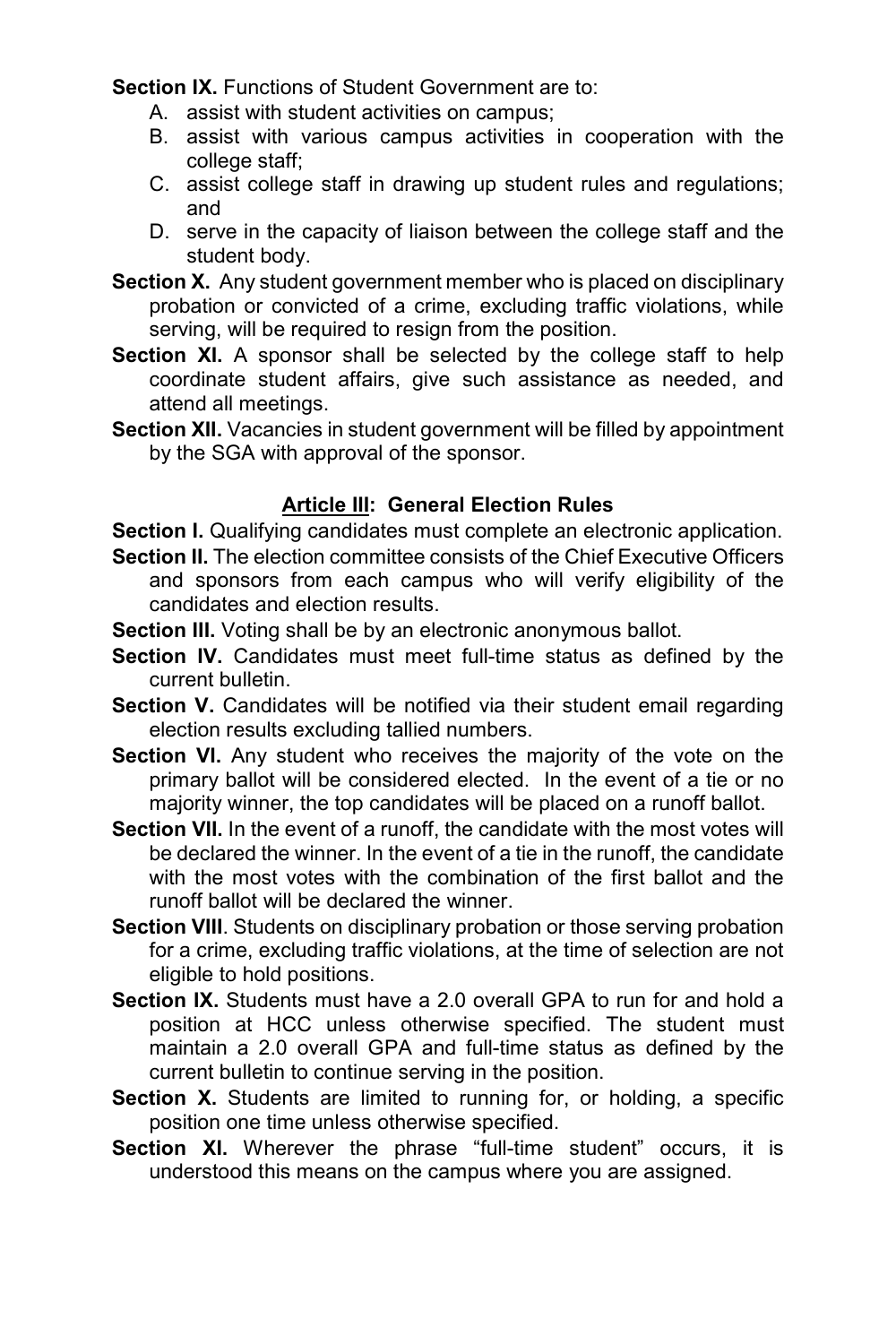**Section IX.** Functions of Student Government are to:

A. assist with student activities on campus;
B. assist with various campus activities in cooperation with the college staff;
C. assist college staff in drawing up student rules and regulations; and
D. serve in the capacity of liaison between the college staff and the student body.

**Section X.** Any student government member who is placed on disciplinary probation or convicted of a crime, excluding traffic violations, while serving, will be required to resign from the position.

**Section XI.** A sponsor shall be selected by the college staff to help coordinate student affairs, give such assistance as needed, and attend all meetings.

**Section XII.** Vacancies in student government will be filled by appointment by the SGA with approval of the sponsor.

## **Article III**: General Election Rules

**Section I.** Qualifying candidates must complete an electronic application.

**Section II.** The election committee consists of the Chief Executive Officers and sponsors from each campus who will verify eligibility of the candidates and election results.

**Section III.** Voting shall be by an electronic anonymous ballot.

**Section IV.** Candidates must meet full-time status as defined by the current bulletin.

**Section V.** Candidates will be notified via their student email regarding election results excluding tallied numbers.

**Section VI.** Any student who receives the majority of the vote on the primary ballot will be considered elected. In the event of a tie or no majority winner, the top candidates will be placed on a runoff ballot.

**Section VII.** In the event of a runoff, the candidate with the most votes will be declared the winner. In the event of a tie in the runoff, the candidate with the most votes with the combination of the first ballot and the runoff ballot will be declared the winner.

**Section VIII**. Students on disciplinary probation or those serving probation for a crime, excluding traffic violations, at the time of selection are not eligible to hold positions.

**Section IX.** Students must have a 2.0 overall GPA to run for and hold a position at HCC unless otherwise specified. The student must maintain a 2.0 overall GPA and full-time status as defined by the current bulletin to continue serving in the position.

**Section X.** Students are limited to running for, or holding, a specific position one time unless otherwise specified.

**Section XI.** Wherever the phrase "full-time student" occurs, it is understood this means on the campus where you are assigned.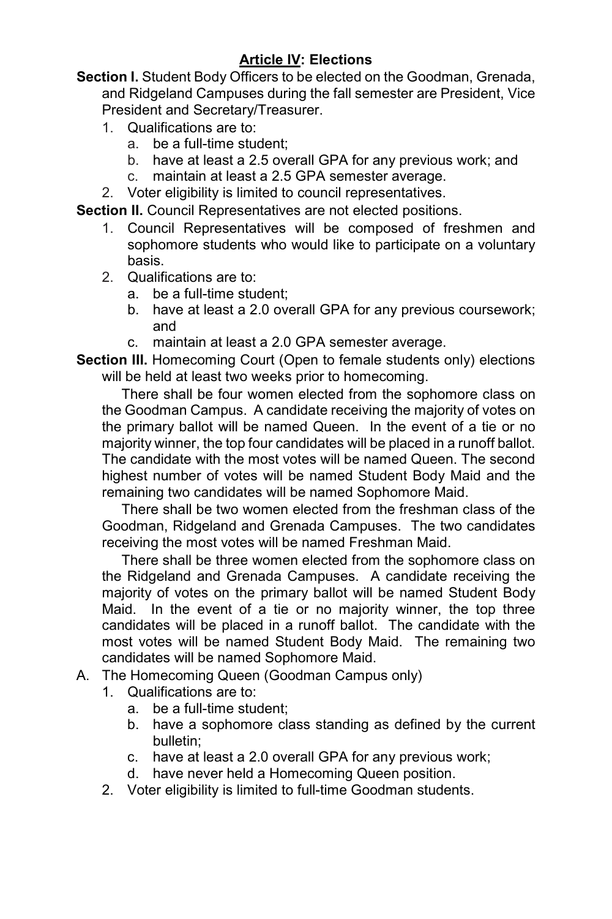## **Article IV: Elections**

**Section I.** Student Body Officers to be elected on the Goodman, Grenada, and Ridgeland Campuses during the fall semester are President, Vice President and Secretary/Treasurer.

1. Qualifications are to:
   a. be a full-time student;
   b. have at least a 2.5 overall GPA for any previous work; and
   c. maintain at least a 2.5 GPA semester average.
2. Voter eligibility is limited to council representatives.

**Section II.** Council Representatives are not elected positions.

1. Council Representatives will be composed of freshmen and sophomore students who would like to participate on a voluntary basis.
2. Qualifications are to:
   a. be a full-time student;
   b. have at least a 2.0 overall GPA for any previous coursework; and
   c. maintain at least a 2.0 GPA semester average.

**Section III.** Homecoming Court (Open to female students only) elections will be held at least two weeks prior to homecoming.

There shall be four women elected from the sophomore class on the Goodman Campus. A candidate receiving the majority of votes on the primary ballot will be named Queen. In the event of a tie or no majority winner, the top four candidates will be placed in a runoff ballot. The candidate with the most votes will be named Queen. The second highest number of votes will be named Student Body Maid and the remaining two candidates will be named Sophomore Maid.

There shall be two women elected from the freshman class of the Goodman, Ridgeland and Grenada Campuses. The two candidates receiving the most votes will be named Freshman Maid.

There shall be three women elected from the sophomore class on the Ridgeland and Grenada Campuses. A candidate receiving the majority of votes on the primary ballot will be named Student Body Maid. In the event of a tie or no majority winner, the top three candidates will be placed in a runoff ballot. The candidate with the most votes will be named Student Body Maid. The remaining two candidates will be named Sophomore Maid.

A. The Homecoming Queen (Goodman Campus only)
   1. Qualifications are to:
      a. be a full-time student;
      b. have a sophomore class standing as defined by the current bulletin;
      c. have at least a 2.0 overall GPA for any previous work;
      d. have never held a Homecoming Queen position.
   2. Voter eligibility is limited to full-time Goodman students.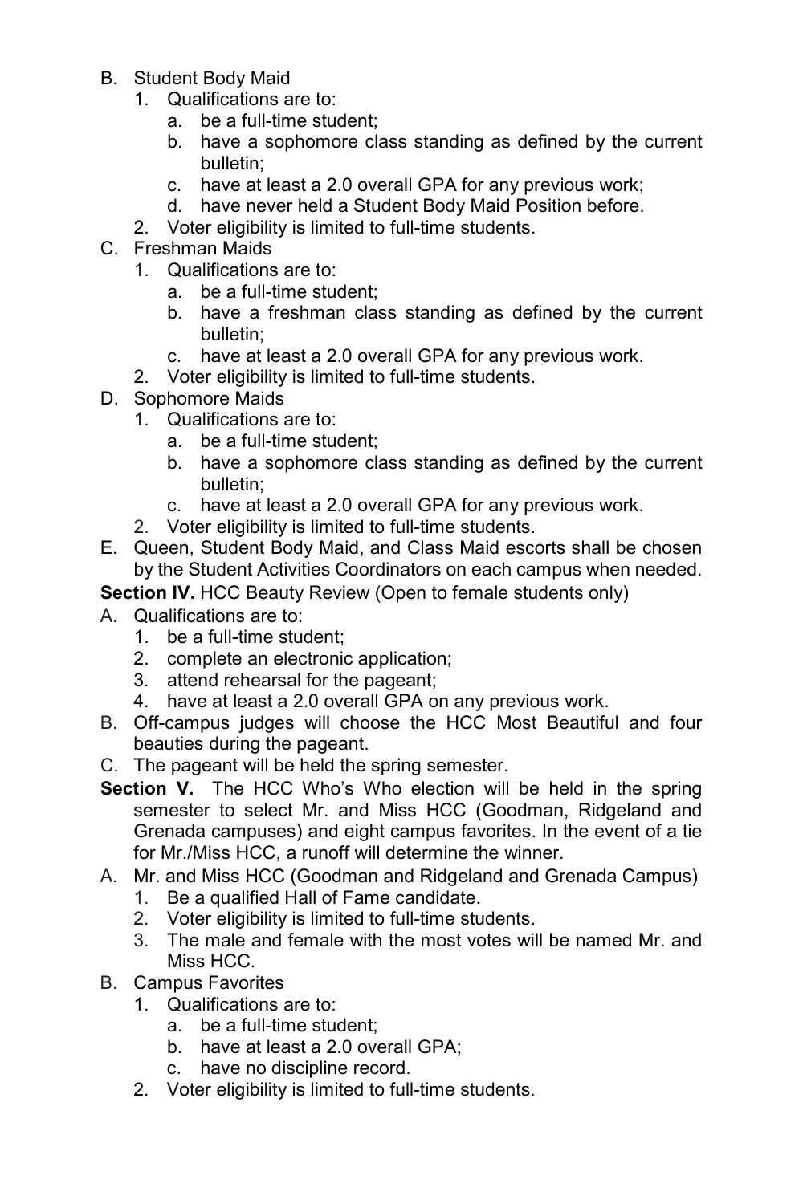B. Student Body Maid
   1. Qualifications are to:
      a. be a full-time student;
      b. have a sophomore class standing as defined by the current bulletin;
      c. have at least a 2.0 overall GPA for any previous work;
      d. have never held a Student Body Maid Position before.
   2. Voter eligibility is limited to full-time students.
C. Freshman Maids
   1. Qualifications are to:
      a. be a full-time student;
      b. have a freshman class standing as defined by the current bulletin;
      c. have at least a 2.0 overall GPA for any previous work.
   2. Voter eligibility is limited to full-time students.
D. Sophomore Maids
   1. Qualifications are to:
      a. be a full-time student;
      b. have a sophomore class standing as defined by the current bulletin;
      c. have at least a 2.0 overall GPA for any previous work.
   2. Voter eligibility is limited to full-time students.
E. Queen, Student Body Maid, and Class Maid escorts shall be chosen by the Student Activities Coordinators on each campus when needed.

**Section IV.** HCC Beauty Review (Open to female students only)

A. Qualifications are to:
   1. be a full-time student;
   2. complete an electronic application;
   3. attend rehearsal for the pageant;
   4. have at least a 2.0 overall GPA on any previous work.
B. Off-campus judges will choose the HCC Most Beautiful and four beauties during the pageant.
C. The pageant will be held the spring semester.

**Section V.** The HCC Who's Who election will be held in the spring semester to select Mr. and Miss HCC (Goodman, Ridgeland and Grenada campuses) and eight campus favorites. In the event of a tie for Mr./Miss HCC, a runoff will determine the winner.

A. Mr. and Miss HCC (Goodman and Ridgeland and Grenada Campus)
   1. Be a qualified Hall of Fame candidate.
   2. Voter eligibility is limited to full-time students.
   3. The male and female with the most votes will be named Mr. and Miss HCC.
B. Campus Favorites
   1. Qualifications are to:
      a. be a full-time student;
      b. have at least a 2.0 overall GPA;
      c. have no discipline record.
   2. Voter eligibility is limited to full-time students.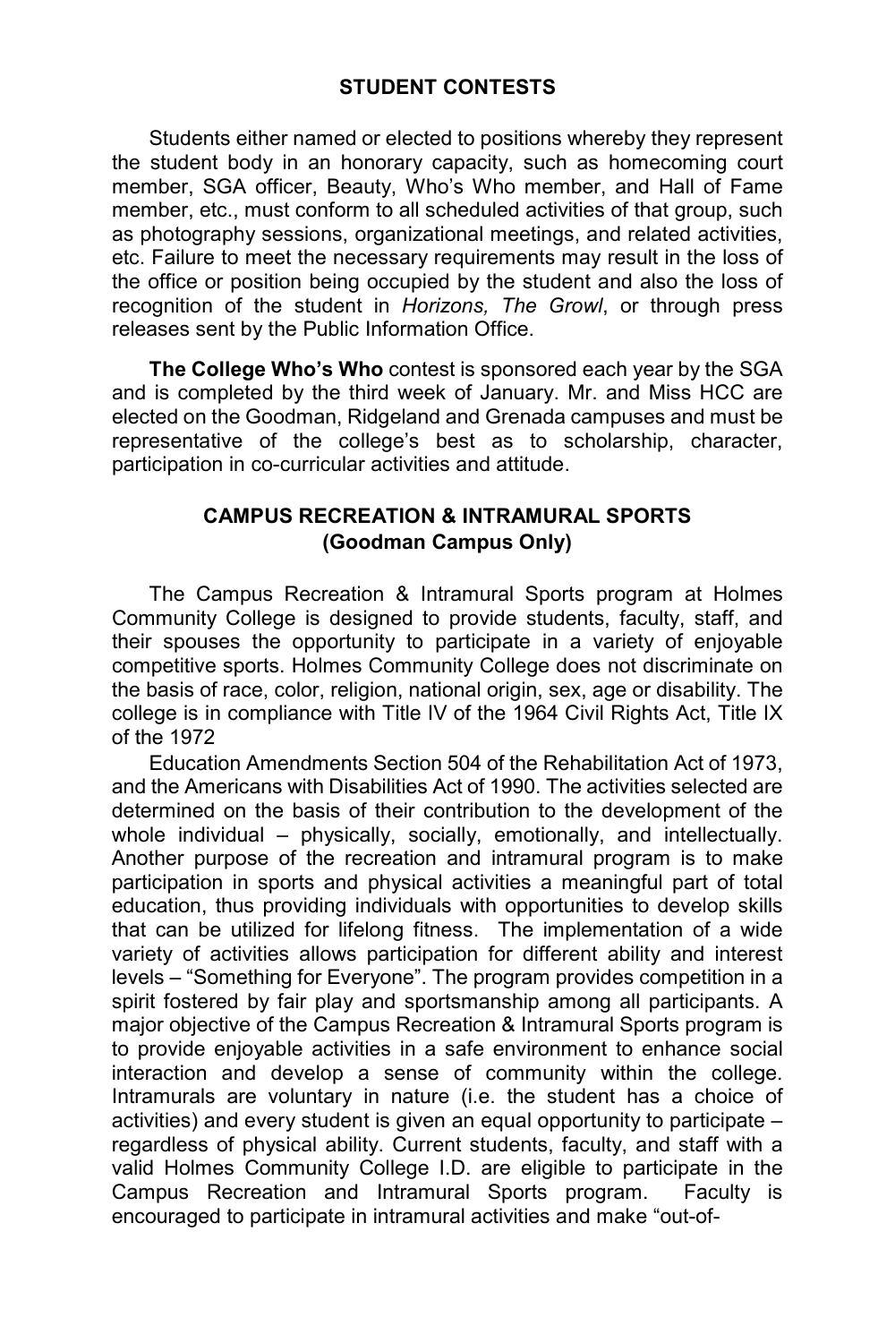## STUDENT CONTESTS

Students either named or elected to positions whereby they represent the student body in an honorary capacity, such as homecoming court member, SGA officer, Beauty, Who's Who member, and Hall of Fame member, etc., must conform to all scheduled activities of that group, such as photography sessions, organizational meetings, and related activities, etc. Failure to meet the necessary requirements may result in the loss of the office or position being occupied by the student and also the loss of recognition of the student in *Horizons, The Growl*, or through press releases sent by the Public Information Office.

**The College Who's Who** contest is sponsored each year by the SGA and is completed by the third week of January. Mr. and Miss HCC are elected on the Goodman, Ridgeland and Grenada campuses and must be representative of the college's best as to scholarship, character, participation in co-curricular activities and attitude.

## CAMPUS RECREATION & INTRAMURAL SPORTS (Goodman Campus Only)

The Campus Recreation & Intramural Sports program at Holmes Community College is designed to provide students, faculty, staff, and their spouses the opportunity to participate in a variety of enjoyable competitive sports. Holmes Community College does not discriminate on the basis of race, color, religion, national origin, sex, age or disability. The college is in compliance with Title IV of the 1964 Civil Rights Act, Title IX of the 1972

Education Amendments Section 504 of the Rehabilitation Act of 1973, and the Americans with Disabilities Act of 1990. The activities selected are determined on the basis of their contribution to the development of the whole individual – physically, socially, emotionally, and intellectually. Another purpose of the recreation and intramural program is to make participation in sports and physical activities a meaningful part of total education, thus providing individuals with opportunities to develop skills that can be utilized for lifelong fitness. The implementation of a wide variety of activities allows participation for different ability and interest levels – "Something for Everyone". The program provides competition in a spirit fostered by fair play and sportsmanship among all participants. A major objective of the Campus Recreation & Intramural Sports program is to provide enjoyable activities in a safe environment to enhance social interaction and develop a sense of community within the college. Intramurals are voluntary in nature (i.e. the student has a choice of activities) and every student is given an equal opportunity to participate – regardless of physical ability. Current students, faculty, and staff with a valid Holmes Community College I.D. are eligible to participate in the Campus Recreation and Intramural Sports program. Faculty is encouraged to participate in intramural activities and make "out-of-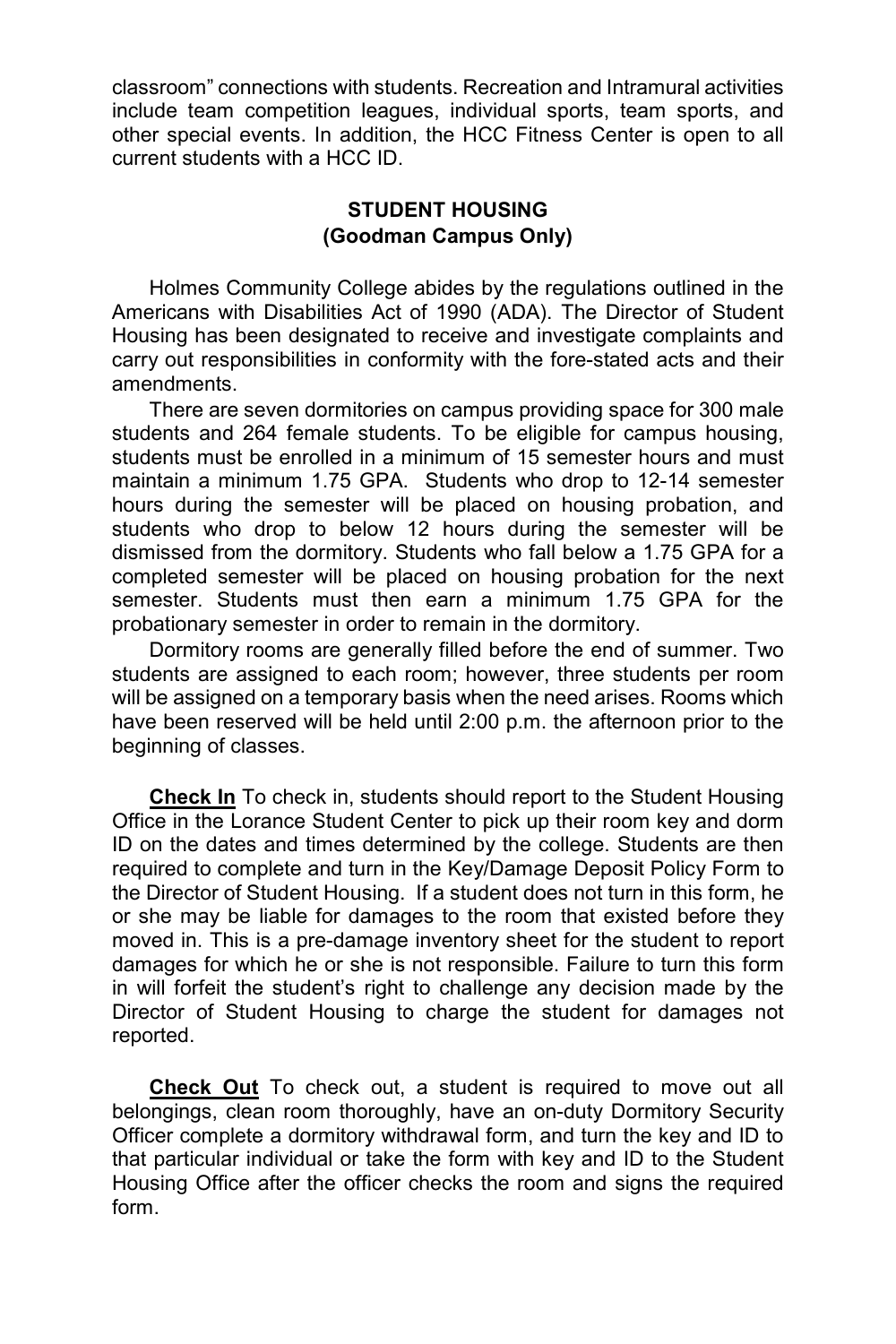classroom" connections with students. Recreation and Intramural activities include team competition leagues, individual sports, team sports, and other special events. In addition, the HCC Fitness Center is open to all current students with a HCC ID.

## STUDENT HOUSING
### (Goodman Campus Only)

Holmes Community College abides by the regulations outlined in the Americans with Disabilities Act of 1990 (ADA). The Director of Student Housing has been designated to receive and investigate complaints and carry out responsibilities in conformity with the fore-stated acts and their amendments.

There are seven dormitories on campus providing space for 300 male students and 264 female students. To be eligible for campus housing, students must be enrolled in a minimum of 15 semester hours and must maintain a minimum 1.75 GPA. Students who drop to 12-14 semester hours during the semester will be placed on housing probation, and students who drop to below 12 hours during the semester will be dismissed from the dormitory. Students who fall below a 1.75 GPA for a completed semester will be placed on housing probation for the next semester. Students must then earn a minimum 1.75 GPA for the probationary semester in order to remain in the dormitory.

Dormitory rooms are generally filled before the end of summer. Two students are assigned to each room; however, three students per room will be assigned on a temporary basis when the need arises. Rooms which have been reserved will be held until 2:00 p.m. the afternoon prior to the beginning of classes.

**Check In** To check in, students should report to the Student Housing Office in the Lorance Student Center to pick up their room key and dorm ID on the dates and times determined by the college. Students are then required to complete and turn in the Key/Damage Deposit Policy Form to the Director of Student Housing. If a student does not turn in this form, he or she may be liable for damages to the room that existed before they moved in. This is a pre-damage inventory sheet for the student to report damages for which he or she is not responsible. Failure to turn this form in will forfeit the student's right to challenge any decision made by the Director of Student Housing to charge the student for damages not reported.

**Check Out** To check out, a student is required to move out all belongings, clean room thoroughly, have an on-duty Dormitory Security Officer complete a dormitory withdrawal form, and turn the key and ID to that particular individual or take the form with key and ID to the Student Housing Office after the officer checks the room and signs the required form.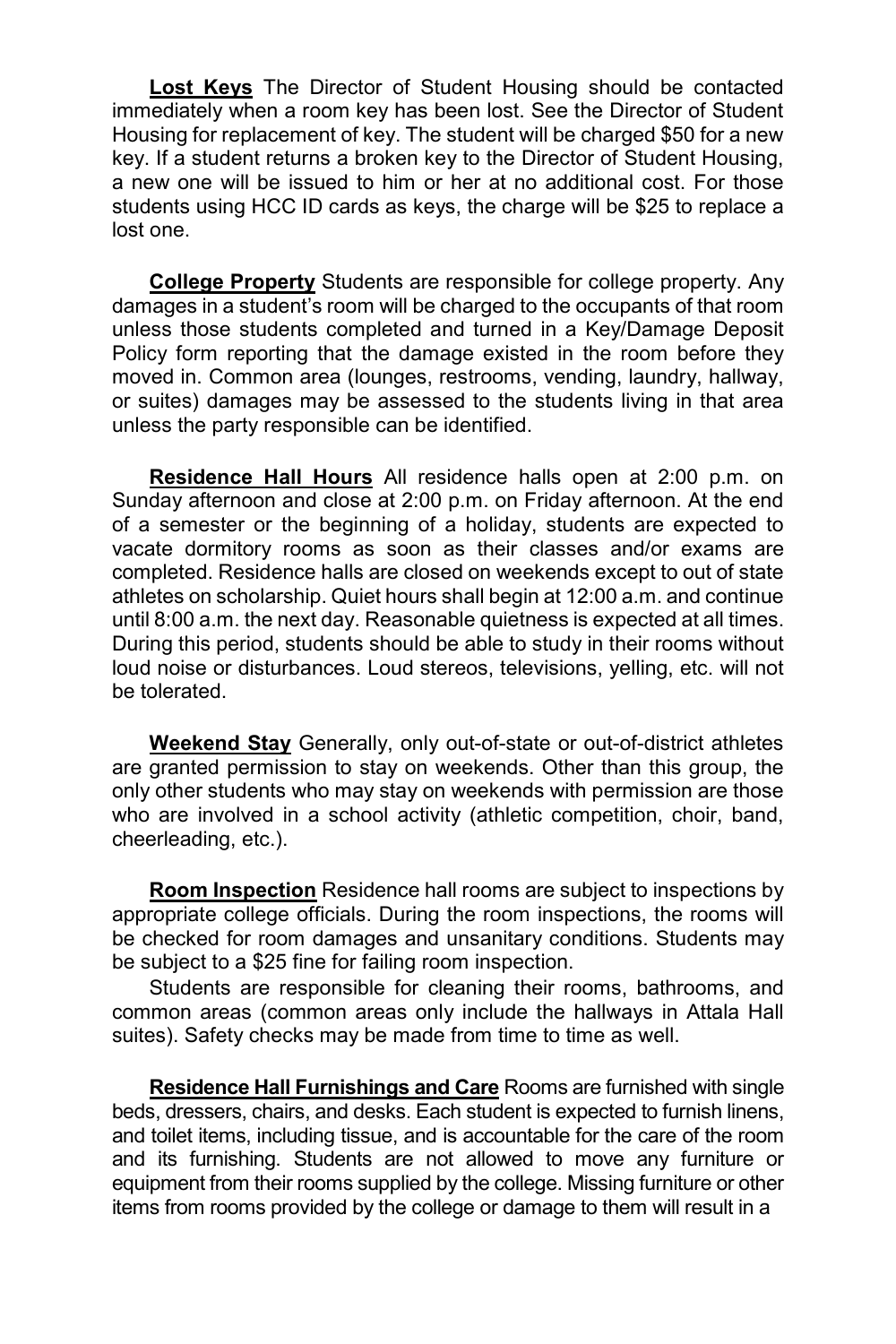**Lost Keys** The Director of Student Housing should be contacted immediately when a room key has been lost. See the Director of Student Housing for replacement of key. The student will be charged $50 for a new key. If a student returns a broken key to the Director of Student Housing, a new one will be issued to him or her at no additional cost. For those students using HCC ID cards as keys, the charge will be $25 to replace a lost one.

**College Property** Students are responsible for college property. Any damages in a student's room will be charged to the occupants of that room unless those students completed and turned in a Key/Damage Deposit Policy form reporting that the damage existed in the room before they moved in. Common area (lounges, restrooms, vending, laundry, hallway, or suites) damages may be assessed to the students living in that area unless the party responsible can be identified.

**Residence Hall Hours** All residence halls open at 2:00 p.m. on Sunday afternoon and close at 2:00 p.m. on Friday afternoon. At the end of a semester or the beginning of a holiday, students are expected to vacate dormitory rooms as soon as their classes and/or exams are completed. Residence halls are closed on weekends except to out of state athletes on scholarship. Quiet hours shall begin at 12:00 a.m. and continue until 8:00 a.m. the next day. Reasonable quietness is expected at all times. During this period, students should be able to study in their rooms without loud noise or disturbances. Loud stereos, televisions, yelling, etc. will not be tolerated.

**Weekend Stay** Generally, only out-of-state or out-of-district athletes are granted permission to stay on weekends. Other than this group, the only other students who may stay on weekends with permission are those who are involved in a school activity (athletic competition, choir, band, cheerleading, etc.).

**Room Inspection** Residence hall rooms are subject to inspections by appropriate college officials. During the room inspections, the rooms will be checked for room damages and unsanitary conditions. Students may be subject to a $25 fine for failing room inspection.

Students are responsible for cleaning their rooms, bathrooms, and common areas (common areas only include the hallways in Attala Hall suites). Safety checks may be made from time to time as well.

**Residence Hall Furnishings and Care** Rooms are furnished with single beds, dressers, chairs, and desks. Each student is expected to furnish linens, and toilet items, including tissue, and is accountable for the care of the room and its furnishing. Students are not allowed to move any furniture or equipment from their rooms supplied by the college. Missing furniture or other items from rooms provided by the college or damage to them will result in a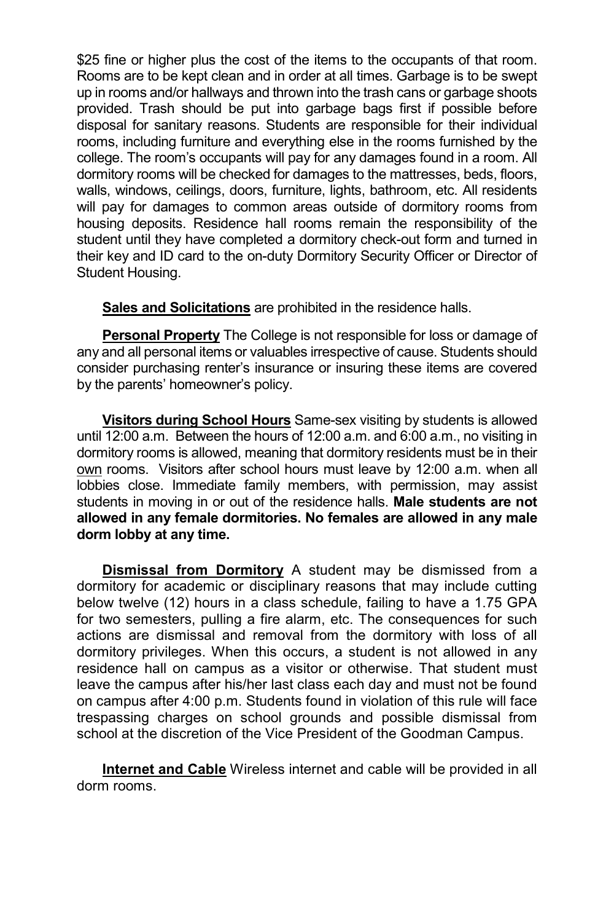$25 fine or higher plus the cost of the items to the occupants of that room. Rooms are to be kept clean and in order at all times. Garbage is to be swept up in rooms and/or hallways and thrown into the trash cans or garbage shoots provided. Trash should be put into garbage bags first if possible before disposal for sanitary reasons. Students are responsible for their individual rooms, including furniture and everything else in the rooms furnished by the college. The room's occupants will pay for any damages found in a room. All dormitory rooms will be checked for damages to the mattresses, beds, floors, walls, windows, ceilings, doors, furniture, lights, bathroom, etc. All residents will pay for damages to common areas outside of dormitory rooms from housing deposits. Residence hall rooms remain the responsibility of the student until they have completed a dormitory check-out form and turned in their key and ID card to the on-duty Dormitory Security Officer or Director of Student Housing.

**Sales and Solicitations** are prohibited in the residence halls.

**Personal Property** The College is not responsible for loss or damage of any and all personal items or valuables irrespective of cause. Students should consider purchasing renter's insurance or insuring these items are covered by the parents' homeowner's policy.

**Visitors during School Hours** Same-sex visiting by students is allowed until 12:00 a.m. Between the hours of 12:00 a.m. and 6:00 a.m., no visiting in dormitory rooms is allowed, meaning that dormitory residents must be in their own rooms. Visitors after school hours must leave by 12:00 a.m. when all lobbies close. Immediate family members, with permission, may assist students in moving in or out of the residence halls. **Male students are not allowed in any female dormitories. No females are allowed in any male dorm lobby at any time.**

**Dismissal from Dormitory** A student may be dismissed from a dormitory for academic or disciplinary reasons that may include cutting below twelve (12) hours in a class schedule, failing to have a 1.75 GPA for two semesters, pulling a fire alarm, etc. The consequences for such actions are dismissal and removal from the dormitory with loss of all dormitory privileges. When this occurs, a student is not allowed in any residence hall on campus as a visitor or otherwise. That student must leave the campus after his/her last class each day and must not be found on campus after 4:00 p.m. Students found in violation of this rule will face trespassing charges on school grounds and possible dismissal from school at the discretion of the Vice President of the Goodman Campus.

**Internet and Cable** Wireless internet and cable will be provided in all dorm rooms.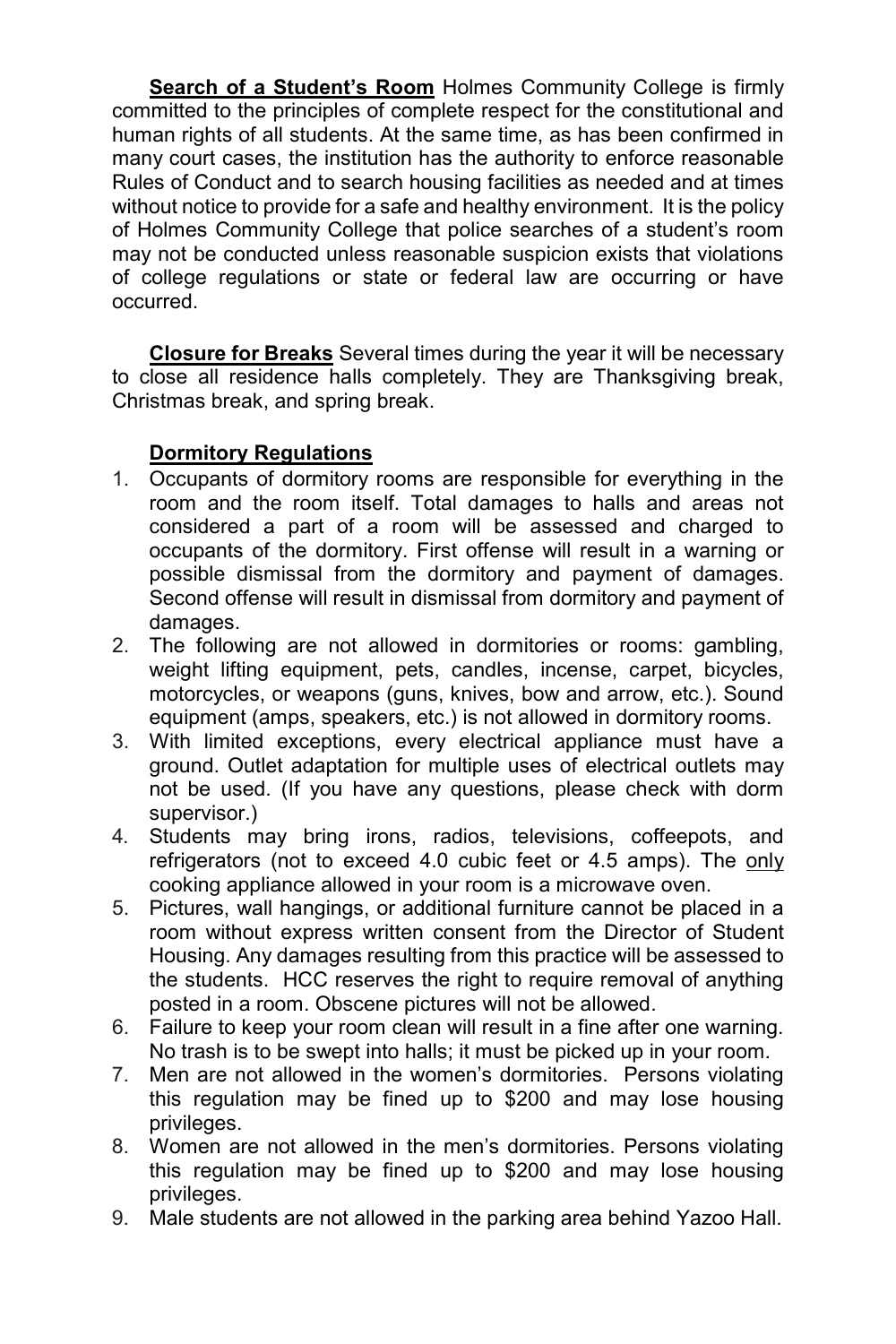**<u>Search of a Student's Room</u>** Holmes Community College is firmly committed to the principles of complete respect for the constitutional and human rights of all students. At the same time, as has been confirmed in many court cases, the institution has the authority to enforce reasonable Rules of Conduct and to search housing facilities as needed and at times without notice to provide for a safe and healthy environment. It is the policy of Holmes Community College that police searches of a student's room may not be conducted unless reasonable suspicion exists that violations of college regulations or state or federal law are occurring or have occurred.

**<u>Closure for Breaks</u>** Several times during the year it will be necessary to close all residence halls completely. They are Thanksgiving break, Christmas break, and spring break.

**<u>Dormitory Regulations</u>**

1. Occupants of dormitory rooms are responsible for everything in the room and the room itself. Total damages to halls and areas not considered a part of a room will be assessed and charged to occupants of the dormitory. First offense will result in a warning or possible dismissal from the dormitory and payment of damages. Second offense will result in dismissal from dormitory and payment of damages.
2. The following are not allowed in dormitories or rooms: gambling, weight lifting equipment, pets, candles, incense, carpet, bicycles, motorcycles, or weapons (guns, knives, bow and arrow, etc.). Sound equipment (amps, speakers, etc.) is not allowed in dormitory rooms.
3. With limited exceptions, every electrical appliance must have a ground. Outlet adaptation for multiple uses of electrical outlets may not be used. (If you have any questions, please check with dorm supervisor.)
4. Students may bring irons, radios, televisions, coffeepots, and refrigerators (not to exceed 4.0 cubic feet or 4.5 amps). The <u>only</u> cooking appliance allowed in your room is a microwave oven.
5. Pictures, wall hangings, or additional furniture cannot be placed in a room without express written consent from the Director of Student Housing. Any damages resulting from this practice will be assessed to the students. HCC reserves the right to require removal of anything posted in a room. Obscene pictures will not be allowed.
6. Failure to keep your room clean will result in a fine after one warning. No trash is to be swept into halls; it must be picked up in your room.
7. Men are not allowed in the women's dormitories. Persons violating this regulation may be fined up to $200 and may lose housing privileges.
8. Women are not allowed in the men's dormitories. Persons violating this regulation may be fined up to $200 and may lose housing privileges.
9. Male students are not allowed in the parking area behind Yazoo Hall.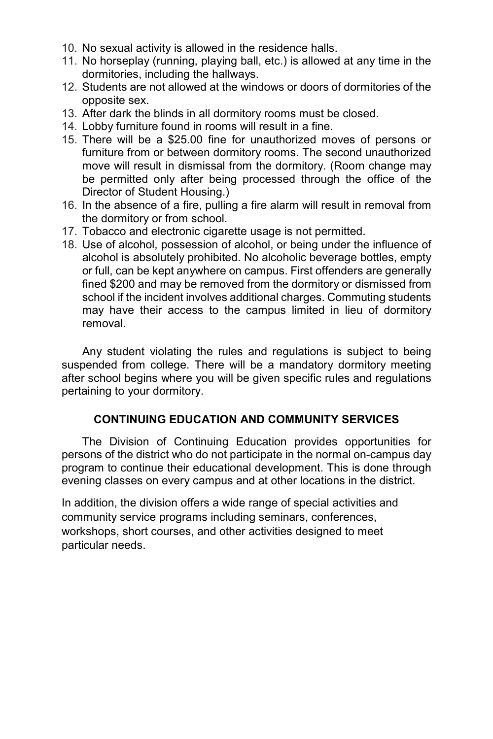10. No sexual activity is allowed in the residence halls.
11. No horseplay (running, playing ball, etc.) is allowed at any time in the dormitories, including the hallways.
12. Students are not allowed at the windows or doors of dormitories of the opposite sex.
13. After dark the blinds in all dormitory rooms must be closed.
14. Lobby furniture found in rooms will result in a fine.
15. There will be a $25.00 fine for unauthorized moves of persons or furniture from or between dormitory rooms. The second unauthorized move will result in dismissal from the dormitory. (Room change may be permitted only after being processed through the office of the Director of Student Housing.)
16. In the absence of a fire, pulling a fire alarm will result in removal from the dormitory or from school.
17. Tobacco and electronic cigarette usage is not permitted.
18. Use of alcohol, possession of alcohol, or being under the influence of alcohol is absolutely prohibited. No alcoholic beverage bottles, empty or full, can be kept anywhere on campus. First offenders are generally fined $200 and may be removed from the dormitory or dismissed from school if the incident involves additional charges. Commuting students may have their access to the campus limited in lieu of dormitory removal.

Any student violating the rules and regulations is subject to being suspended from college. There will be a mandatory dormitory meeting after school begins where you will be given specific rules and regulations pertaining to your dormitory.

## CONTINUING EDUCATION AND COMMUNITY SERVICES

The Division of Continuing Education provides opportunities for persons of the district who do not participate in the normal on-campus day program to continue their educational development. This is done through evening classes on every campus and at other locations in the district.

In addition, the division offers a wide range of special activities and community service programs including seminars, conferences, workshops, short courses, and other activities designed to meet particular needs.